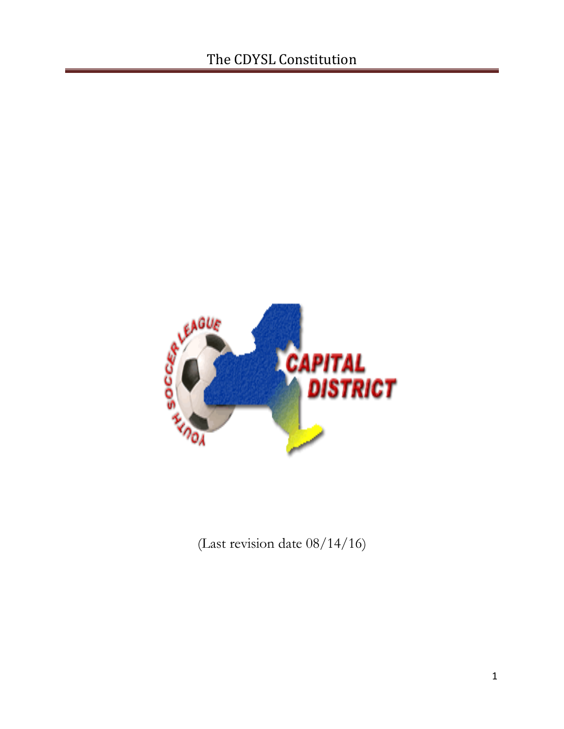# The CDYSL Constitution

(Last revision date 08/14/16)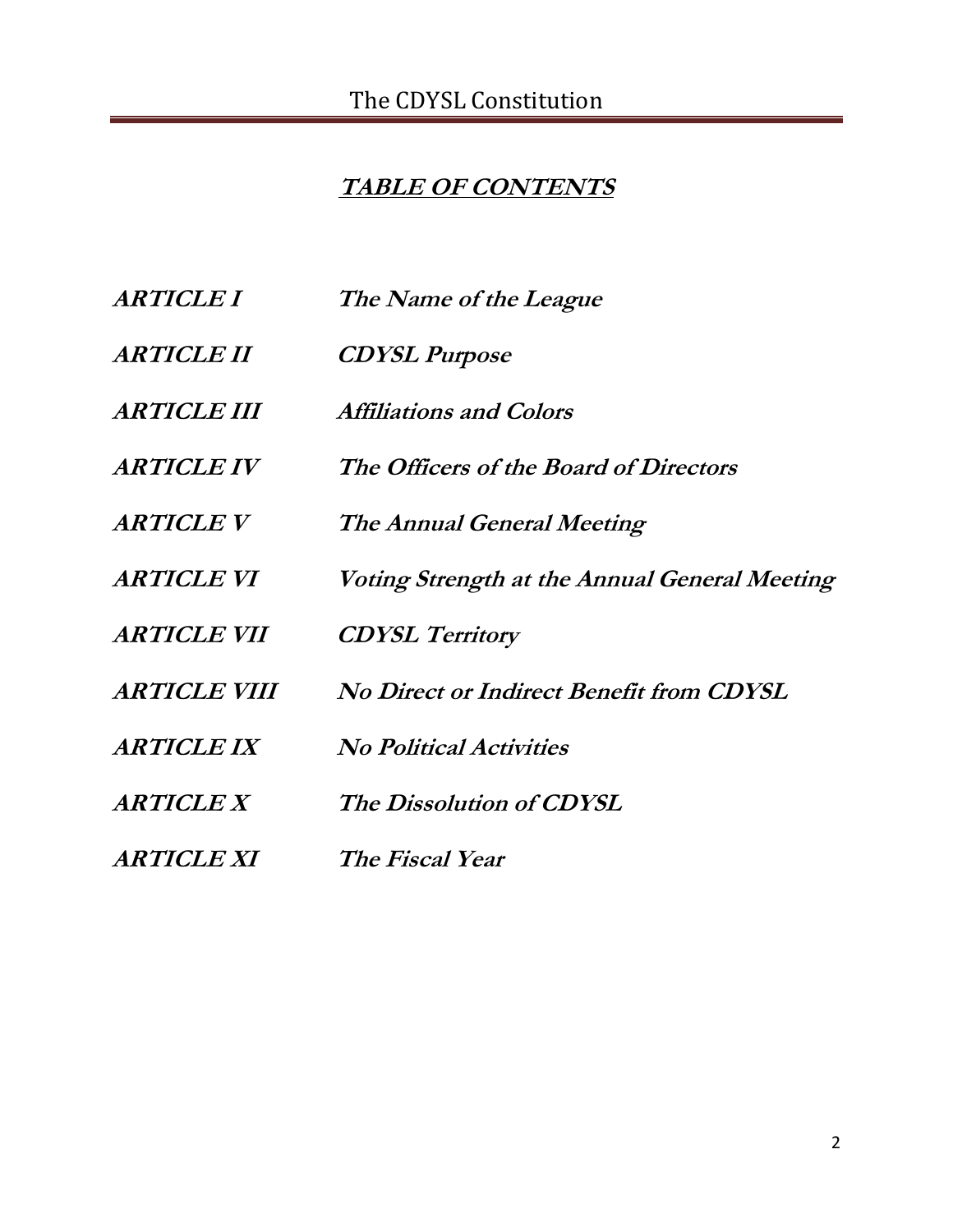# ***TABLE OF CONTENTS***

| | |
|---|---|
| ***ARTICLE I*** | ***The Name of the League*** |
| ***ARTICLE II*** | ***CDYSL Purpose*** |
| ***ARTICLE III*** | ***Affiliations and Colors*** |
| ***ARTICLE IV*** | ***The Officers of the Board of Directors*** |
| ***ARTICLE V*** | ***The Annual General Meeting*** |
| ***ARTICLE VI*** | ***Voting Strength at the Annual General Meeting*** |
| ***ARTICLE VII*** | ***CDYSL Territory*** |
| ***ARTICLE VIII*** | ***No Direct or Indirect Benefit from CDYSL*** |
| ***ARTICLE IX*** | ***No Political Activities*** |
| ***ARTICLE X*** | ***The Dissolution of CDYSL*** |
| ***ARTICLE XI*** | ***The Fiscal Year*** |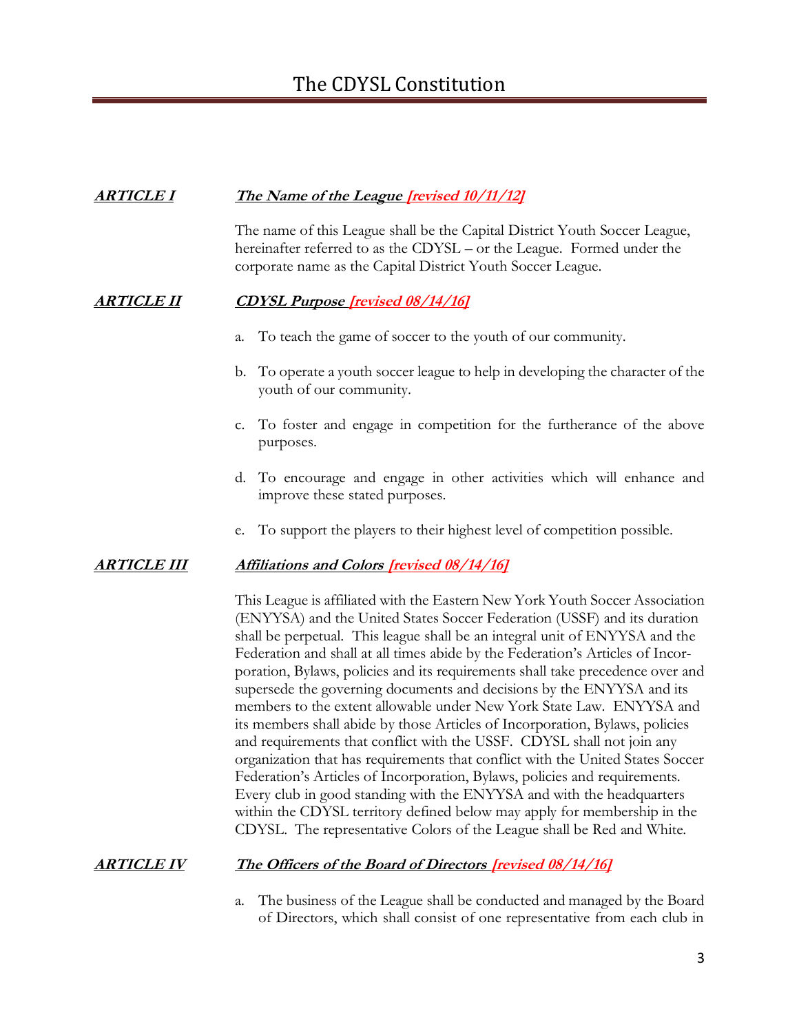# The CDYSL Constitution

## ***ARTICLE I*** ***The Name of the League [revised 10/11/12]***

The name of this League shall be the Capital District Youth Soccer League, hereinafter referred to as the CDYSL – or the League. Formed under the corporate name as the Capital District Youth Soccer League.

## ***ARTICLE II*** ***CDYSL Purpose [revised 08/14/16]***

a. To teach the game of soccer to the youth of our community.

b. To operate a youth soccer league to help in developing the character of the youth of our community.

c. To foster and engage in competition for the furtherance of the above purposes.

d. To encourage and engage in other activities which will enhance and improve these stated purposes.

e. To support the players to their highest level of competition possible.

## ***ARTICLE III*** ***Affiliations and Colors [revised 08/14/16]***

This League is affiliated with the Eastern New York Youth Soccer Association (ENYYSA) and the United States Soccer Federation (USSF) and its duration shall be perpetual. This league shall be an integral unit of ENYYSA and the Federation and shall at all times abide by the Federation's Articles of Incorporation, Bylaws, policies and its requirements shall take precedence over and supersede the governing documents and decisions by the ENYYSA and its members to the extent allowable under New York State Law. ENYYSA and its members shall abide by those Articles of Incorporation, Bylaws, policies and requirements that conflict with the USSF. CDYSL shall not join any organization that has requirements that conflict with the United States Soccer Federation's Articles of Incorporation, Bylaws, policies and requirements. Every club in good standing with the ENYYSA and with the headquarters within the CDYSL territory defined below may apply for membership in the CDYSL. The representative Colors of the League shall be Red and White.

## ***ARTICLE IV*** ***The Officers of the Board of Directors [revised 08/14/16]***

a. The business of the League shall be conducted and managed by the Board of Directors, which shall consist of one representative from each club in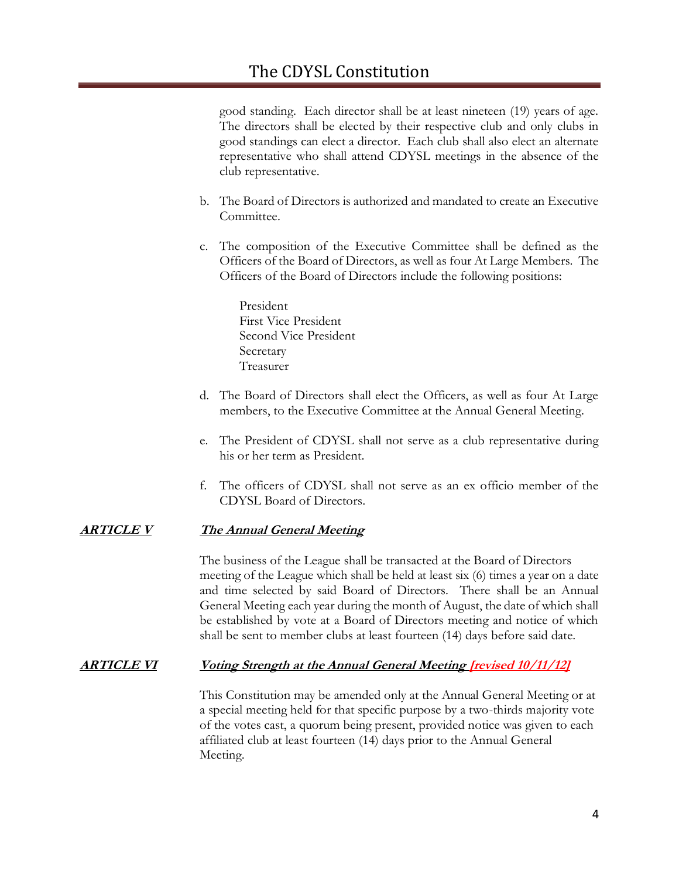good standing. Each director shall be at least nineteen (19) years of age. The directors shall be elected by their respective club and only clubs in good standings can elect a director. Each club shall also elect an alternate representative who shall attend CDYSL meetings in the absence of the club representative.

b. The Board of Directors is authorized and mandated to create an Executive Committee.

c. The composition of the Executive Committee shall be defined as the Officers of the Board of Directors, as well as four At Large Members. The Officers of the Board of Directors include the following positions:

   President
   First Vice President
   Second Vice President
   Secretary
   Treasurer

d. The Board of Directors shall elect the Officers, as well as four At Large members, to the Executive Committee at the Annual General Meeting.

e. The President of CDYSL shall not serve as a club representative during his or her term as President.

f. The officers of CDYSL shall not serve as an ex officio member of the CDYSL Board of Directors.

## ***ARTICLE V*** ***The Annual General Meeting***

The business of the League shall be transacted at the Board of Directors meeting of the League which shall be held at least six (6) times a year on a date and time selected by said Board of Directors. There shall be an Annual General Meeting each year during the month of August, the date of which shall be established by vote at a Board of Directors meeting and notice of which shall be sent to member clubs at least fourteen (14) days before said date.

## ***ARTICLE VI*** ***Voting Strength at the Annual General Meeting [revised 10/11/12]***

This Constitution may be amended only at the Annual General Meeting or at a special meeting held for that specific purpose by a two-thirds majority vote of the votes cast, a quorum being present, provided notice was given to each affiliated club at least fourteen (14) days prior to the Annual General Meeting.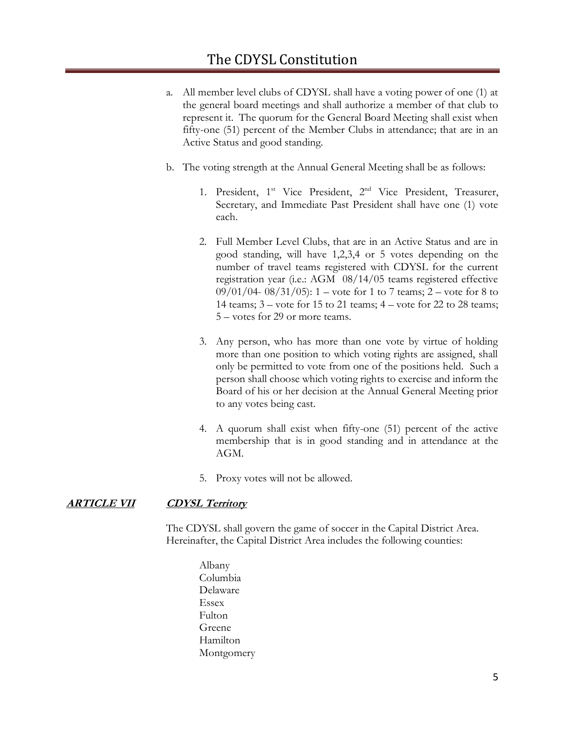a. All member level clubs of CDYSL shall have a voting power of one (1) at the general board meetings and shall authorize a member of that club to represent it. The quorum for the General Board Meeting shall exist when fifty-one (51) percent of the Member Clubs in attendance; that are in an Active Status and good standing.

b. The voting strength at the Annual General Meeting shall be as follows:

   1. President, 1st Vice President, 2nd Vice President, Treasurer, Secretary, and Immediate Past President shall have one (1) vote each.

   2. Full Member Level Clubs, that are in an Active Status and are in good standing, will have 1,2,3,4 or 5 votes depending on the number of travel teams registered with CDYSL for the current registration year (i.e.: AGM 08/14/05 teams registered effective 09/01/04- 08/31/05): 1 – vote for 1 to 7 teams; 2 – vote for 8 to 14 teams; 3 – vote for 15 to 21 teams; 4 – vote for 22 to 28 teams; 5 – votes for 29 or more teams.

   3. Any person, who has more than one vote by virtue of holding more than one position to which voting rights are assigned, shall only be permitted to vote from one of the positions held. Such a person shall choose which voting rights to exercise and inform the Board of his or her decision at the Annual General Meeting prior to any votes being cast.

   4. A quorum shall exist when fifty-one (51) percent of the active membership that is in good standing and in attendance at the AGM.

   5. Proxy votes will not be allowed.

## ***ARTICLE VII CDYSL Territory***

The CDYSL shall govern the game of soccer in the Capital District Area. Hereinafter, the Capital District Area includes the following counties:

Albany
Columbia
Delaware
Essex
Fulton
Greene
Hamilton
Montgomery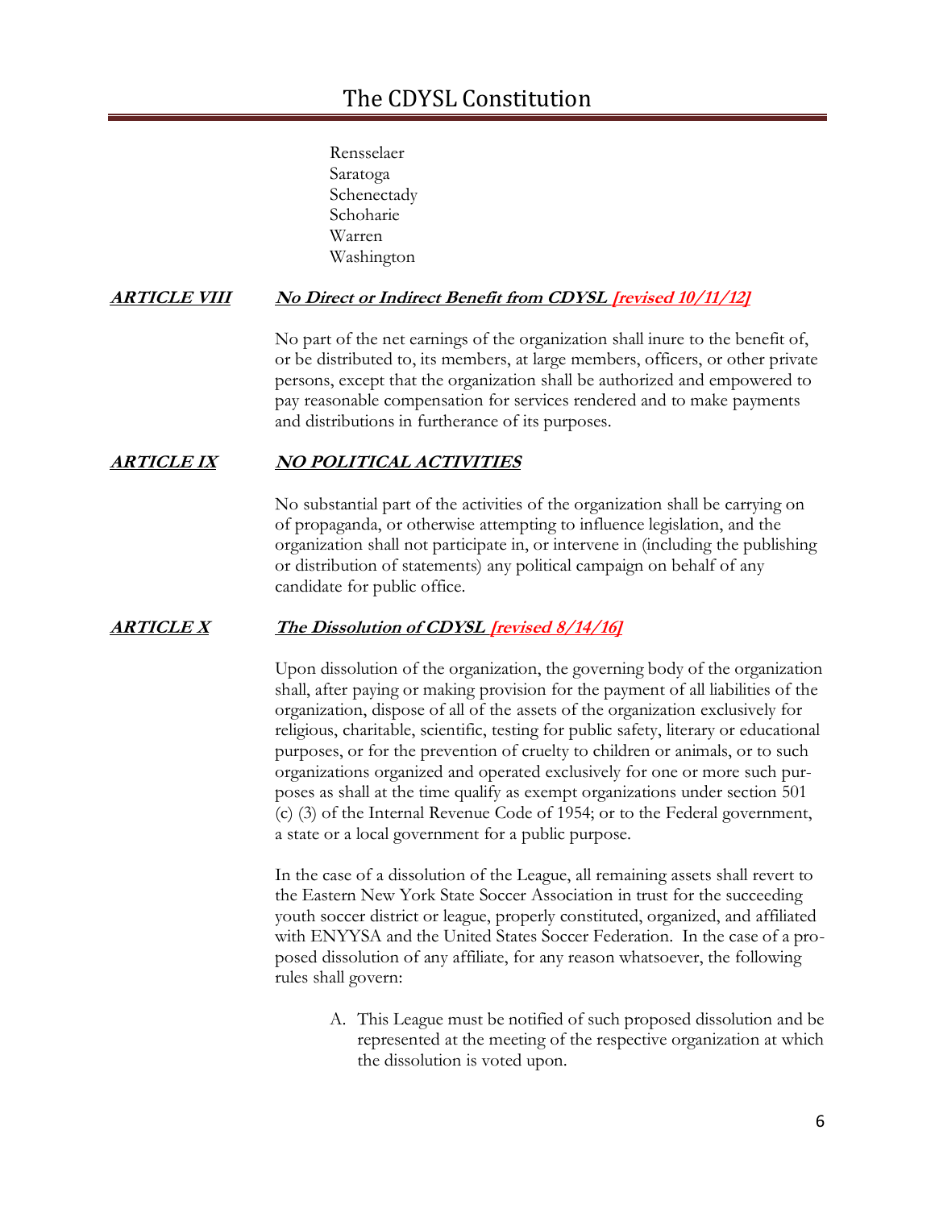Rensselaer
Saratoga
Schenectady
Schoharie
Warren
Washington

## ***ARTICLE VIII*** ***No Direct or Indirect Benefit from CDYSL [revised 10/11/12]***

No part of the net earnings of the organization shall inure to the benefit of, or be distributed to, its members, at large members, officers, or other private persons, except that the organization shall be authorized and empowered to pay reasonable compensation for services rendered and to make payments and distributions in furtherance of its purposes.

## ***ARTICLE IX*** ***NO POLITICAL ACTIVITIES***

No substantial part of the activities of the organization shall be carrying on of propaganda, or otherwise attempting to influence legislation, and the organization shall not participate in, or intervene in (including the publishing or distribution of statements) any political campaign on behalf of any candidate for public office.

## ***ARTICLE X*** ***The Dissolution of CDYSL [revised 8/14/16]***

Upon dissolution of the organization, the governing body of the organization shall, after paying or making provision for the payment of all liabilities of the organization, dispose of all of the assets of the organization exclusively for religious, charitable, scientific, testing for public safety, literary or educational purposes, or for the prevention of cruelty to children or animals, or to such organizations organized and operated exclusively for one or more such purposes as shall at the time qualify as exempt organizations under section 501 (c) (3) of the Internal Revenue Code of 1954; or to the Federal government, a state or a local government for a public purpose.

In the case of a dissolution of the League, all remaining assets shall revert to the Eastern New York State Soccer Association in trust for the succeeding youth soccer district or league, properly constituted, organized, and affiliated with ENYYSA and the United States Soccer Federation. In the case of a proposed dissolution of any affiliate, for any reason whatsoever, the following rules shall govern:

A. This League must be notified of such proposed dissolution and be represented at the meeting of the respective organization at which the dissolution is voted upon.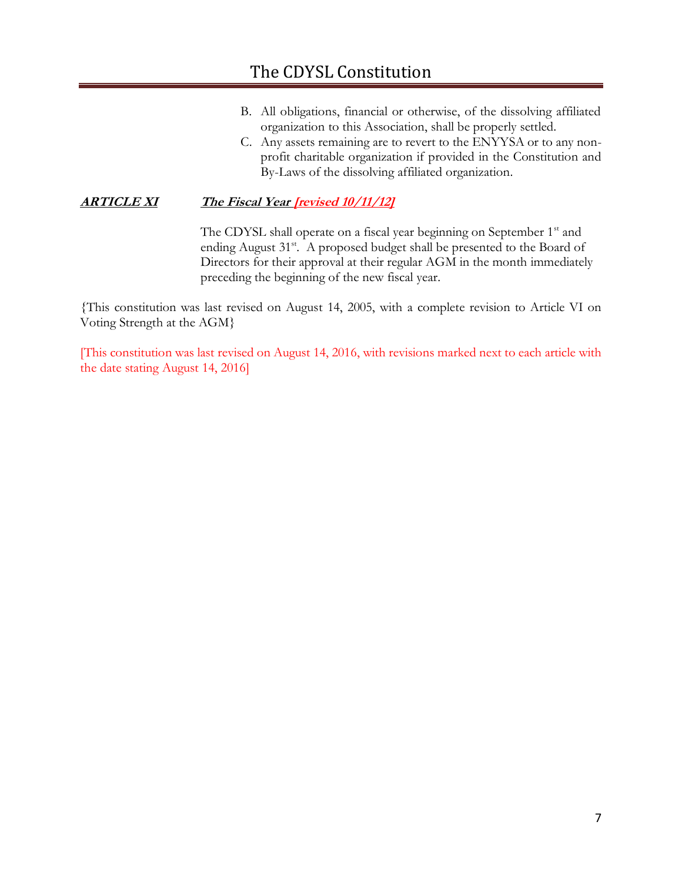B. All obligations, financial or otherwise, of the dissolving affiliated organization to this Association, shall be properly settled.
C. Any assets remaining are to revert to the ENYYSA or to any non-profit charitable organization if provided in the Constitution and By-Laws of the dissolving affiliated organization.

## ***ARTICLE XI*** ***The Fiscal Year [revised 10/11/12]***

The CDYSL shall operate on a fiscal year beginning on September 1st and ending August 31st. A proposed budget shall be presented to the Board of Directors for their approval at their regular AGM in the month immediately preceding the beginning of the new fiscal year.

{This constitution was last revised on August 14, 2005, with a complete revision to Article VI on Voting Strength at the AGM}

[This constitution was last revised on August 14, 2016, with revisions marked next to each article with the date stating August 14, 2016]